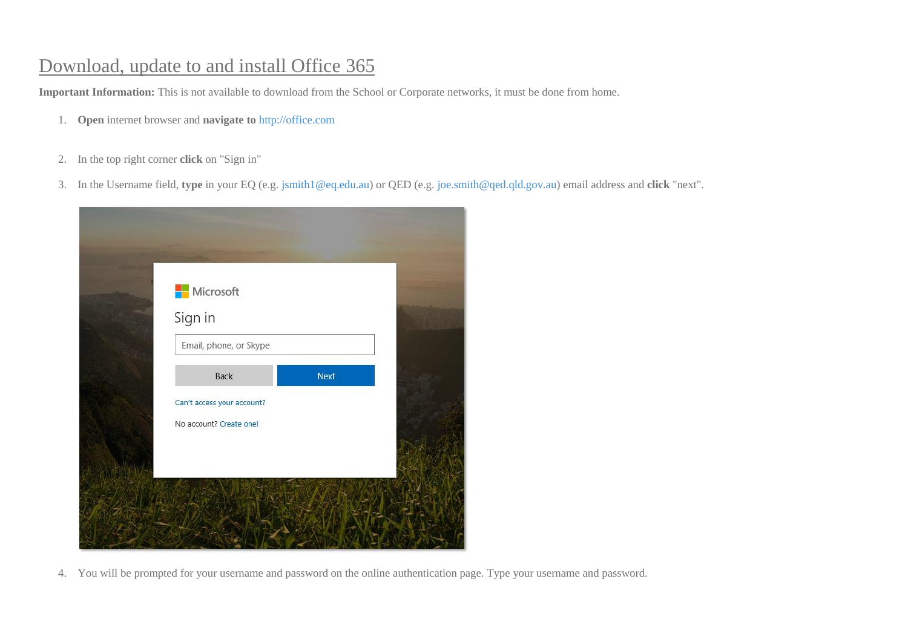# Download, update to and install Office 365

**Important Information:** This is not available to download from the School or Corporate networks, it must be done from home.

1. **Open** internet browser and **navigate to** http://office.com

2. In the top right corner **click** on "Sign in"

3. In the Username field, **type** in your EQ (e.g. jsmith1@eq.edu.au) or QED (e.g. joe.smith@qed.qld.gov.au) email address and **click** "next".

4. You will be prompted for your username and password on the online authentication page. Type your username and password.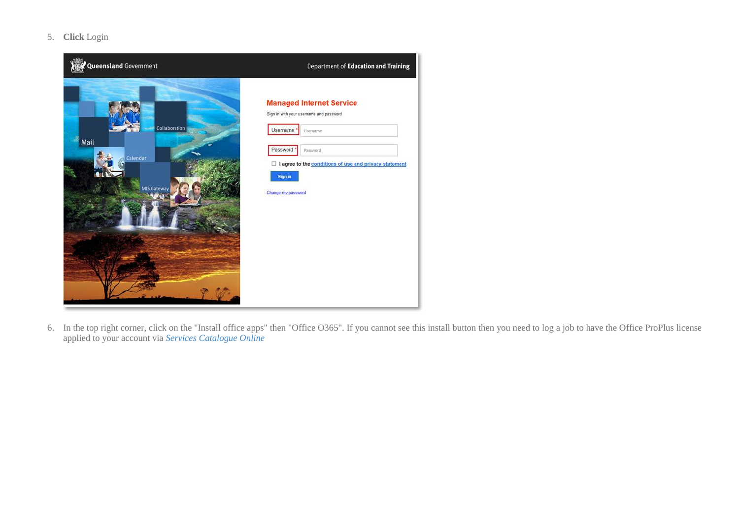5. **Click** Login

6. In the top right corner, click on the "Install office apps" then "Office O365". If you cannot see this install button then you need to log a job to have the Office ProPlus license applied to your account via *Services Catalogue Online*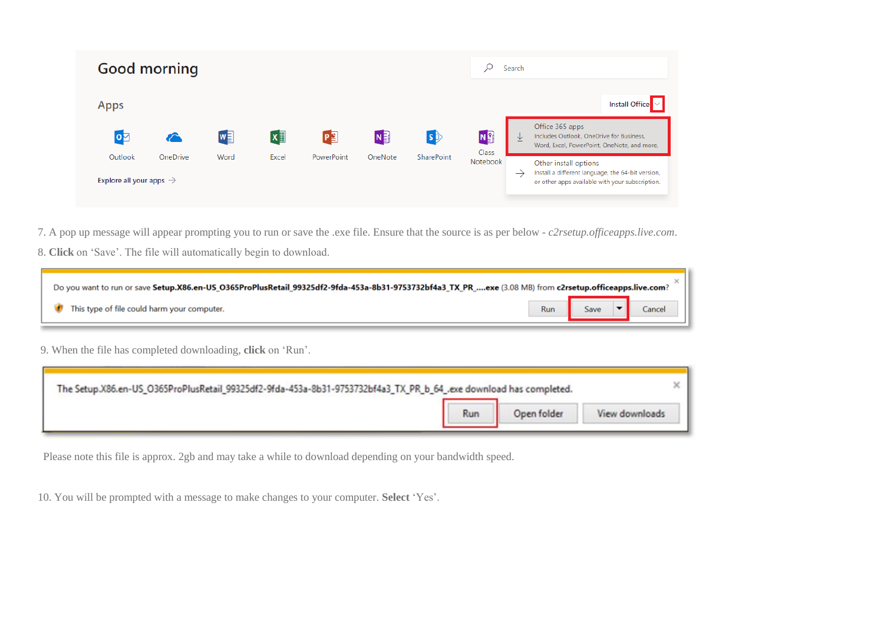7. A pop up message will appear prompting you to run or save the .exe file. Ensure that the source is as per below - *c2rsetup.officeapps.live.com*.

8. **Click** on ‘Save’. The file will automatically begin to download.

9. When the file has completed downloading, **click** on ‘Run’.

Please note this file is approx. 2gb and may take a while to download depending on your bandwidth speed.

10. You will be prompted with a message to make changes to your computer. **Select** ‘Yes’.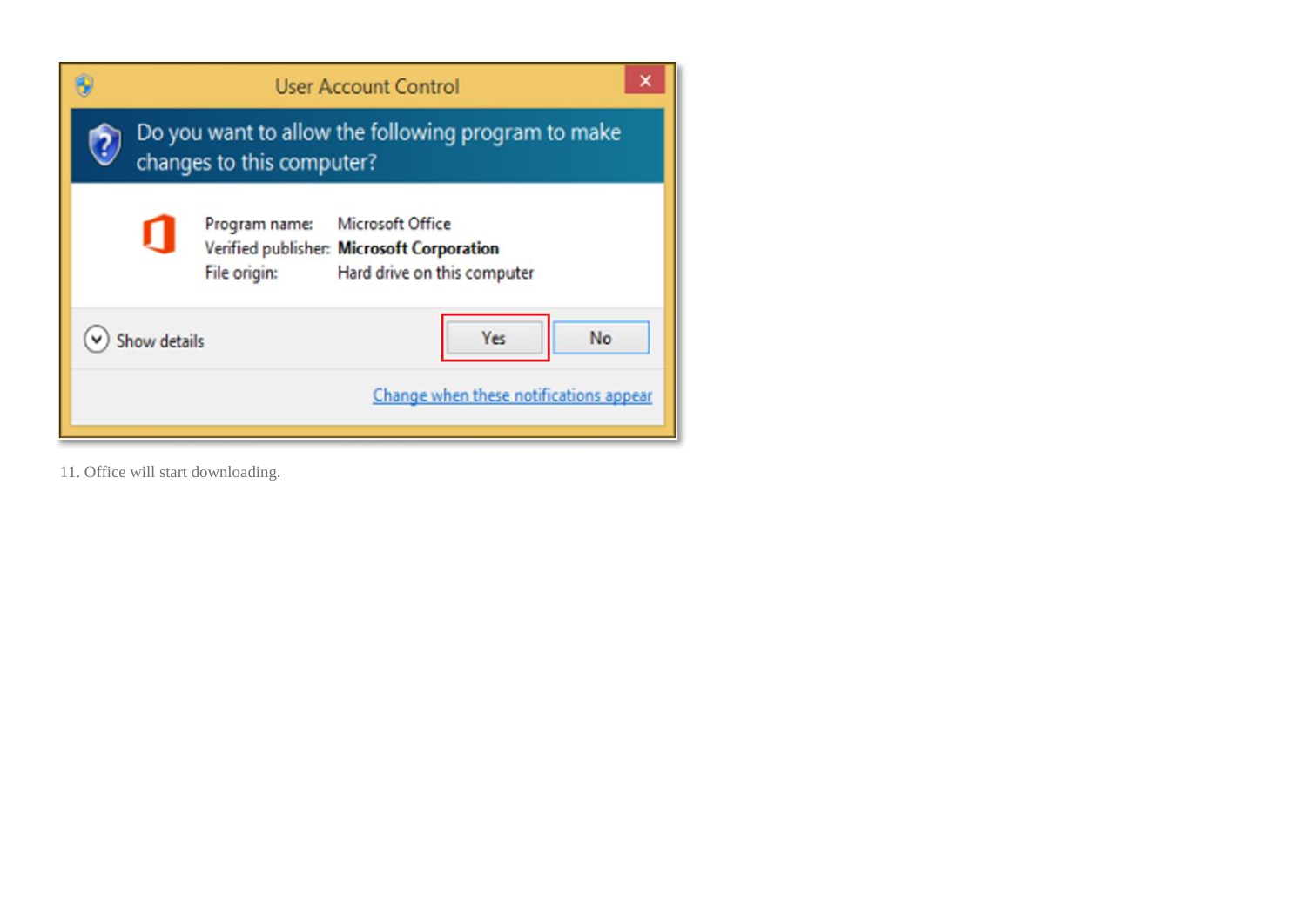11. Office will start downloading.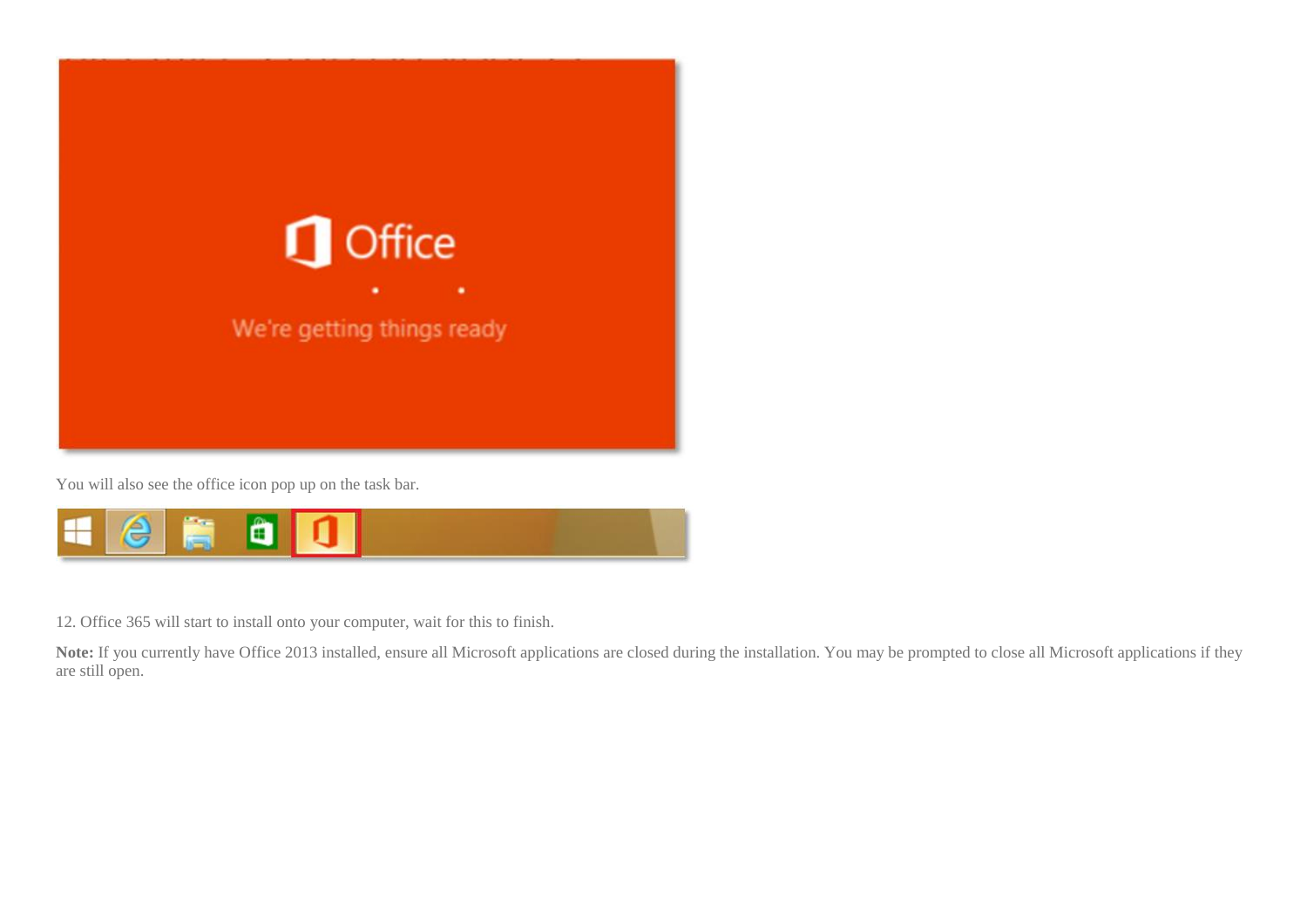You will also see the office icon pop up on the task bar.

12. Office 365 will start to install onto your computer, wait for this to finish.

**Note:** If you currently have Office 2013 installed, ensure all Microsoft applications are closed during the installation. You may be prompted to close all Microsoft applications if they are still open.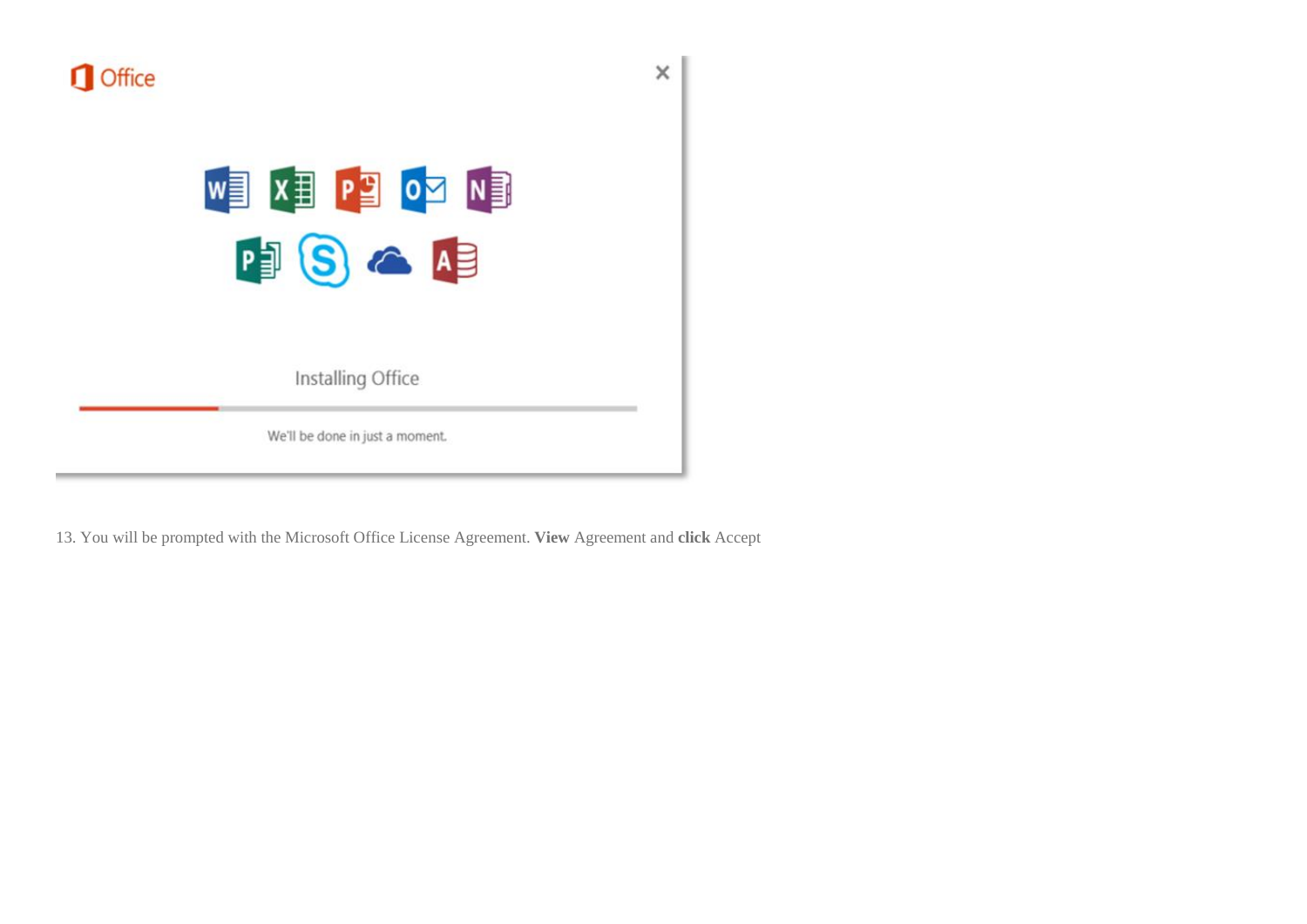13. You will be prompted with the Microsoft Office License Agreement. **View** Agreement and **click** Accept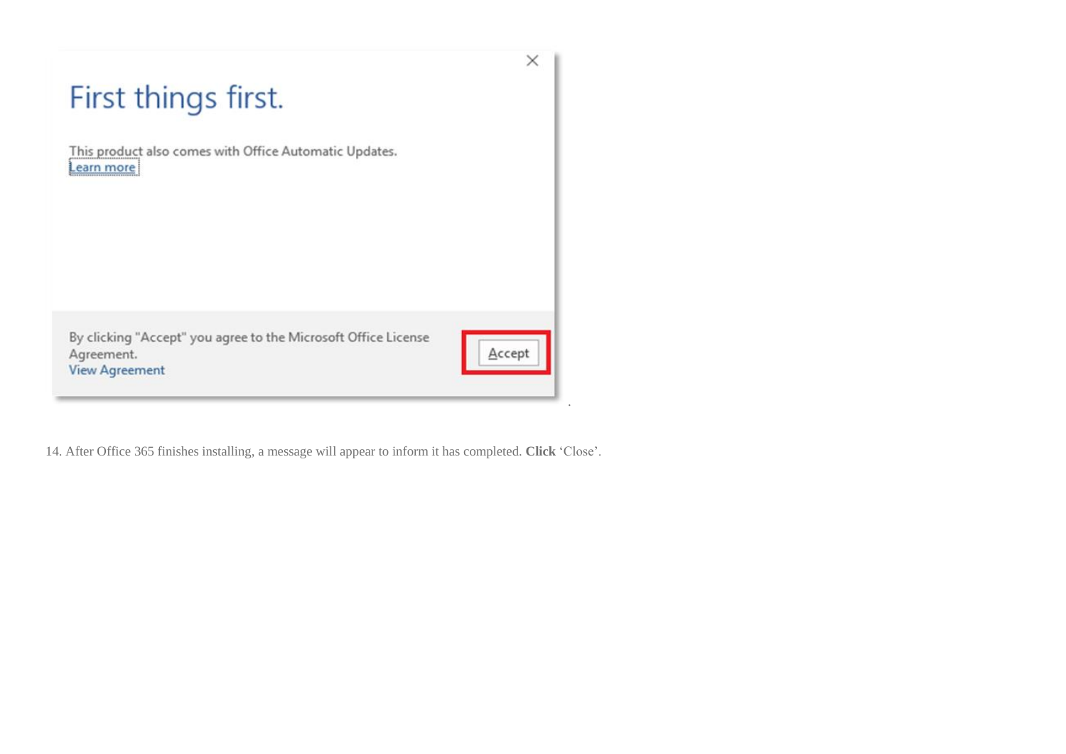14. After Office 365 finishes installing, a message will appear to inform it has completed. **Click** ‘Close’.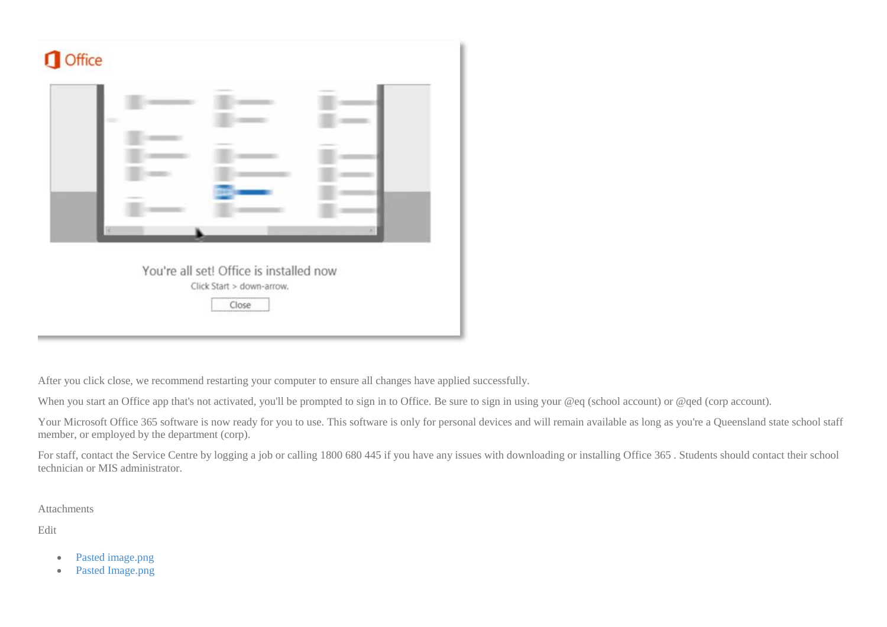After you click close, we recommend restarting your computer to ensure all changes have applied successfully.

When you start an Office app that's not activated, you'll be prompted to sign in to Office. Be sure to sign in using your @eq (school account) or @qed (corp account).

Your Microsoft Office 365 software is now ready for you to use. This software is only for personal devices and will remain available as long as you're a Queensland state school staff member, or employed by the department (corp).

For staff, contact the Service Centre by logging a job or calling 1800 680 445 if you have any issues with downloading or installing Office 365 . Students should contact their school technician or MIS administrator.

Attachments

Edit

- Pasted image.png
- Pasted Image.png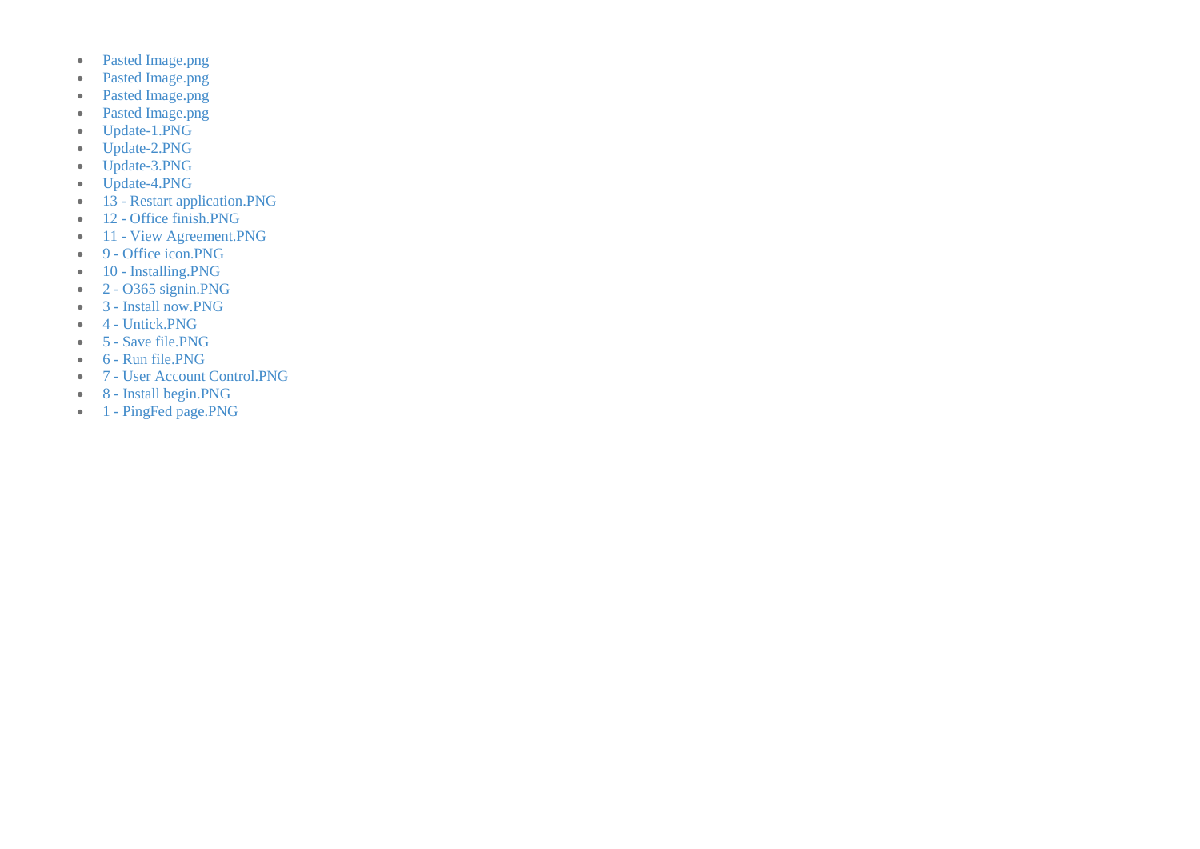- Pasted Image.png
- Pasted Image.png
- Pasted Image.png
- Pasted Image.png
- Update-1.PNG
- Update-2.PNG
- Update-3.PNG
- Update-4.PNG
- 13 - Restart application.PNG
- 12 - Office finish.PNG
- 11 - View Agreement.PNG
- 9 - Office icon.PNG
- 10 - Installing.PNG
- 2 - O365 signin.PNG
- 3 - Install now.PNG
- 4 - Untick.PNG
- 5 - Save file.PNG
- 6 - Run file.PNG
- 7 - User Account Control.PNG
- 8 - Install begin.PNG
- 1 - PingFed page.PNG